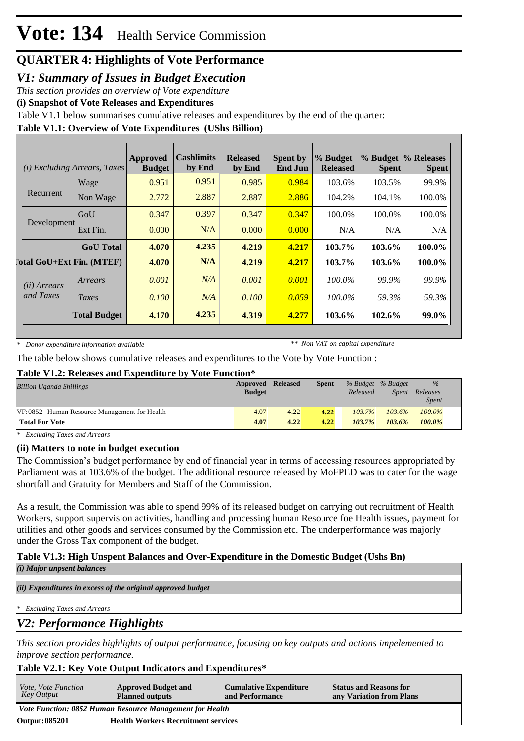# Vote: 134 Health Service Commission

## QUARTER 4: Highlights of Vote Performance

### *V1: Summary of Issues in Budget Execution*

*This section provides an overview of Vote expenditure*

**(i) Snapshot of Vote Releases and Expenditures**

Table V1.1 below summarises cumulative releases and expenditures by the end of the quarter:

**Table V1.1: Overview of Vote Expenditures (UShs Billion)**

| *(i) Excluding Arrears, Taxes* | | Approved Budget | Cashlimits by End | Released by End | Spent by End Jun | % Budget Released | % Budget Spent | % Releases Spent |
|---|---|---|---|---|---|---|---|---|
| Recurrent | Wage | 0.951 | 0.951 | 0.985 | 0.984 | 103.6% | 103.5% | 99.9% |
| | Non Wage | 2.772 | 2.887 | 2.887 | 2.886 | 104.2% | 104.1% | 100.0% |
| Development | GoU | 0.347 | 0.397 | 0.347 | 0.347 | 100.0% | 100.0% | 100.0% |
| | Ext Fin. | 0.000 | N/A | 0.000 | 0.000 | N/A | N/A | N/A |
| | **GoU Total** | **4.070** | **4.235** | **4.219** | **4.217** | **103.7%** | **103.6%** | **100.0%** |
| **Total GoU+Ext Fin. (MTEF)** | | **4.070** | **N/A** | **4.219** | **4.217** | **103.7%** | **103.6%** | **100.0%** |
| *(ii) Arrears and Taxes* | *Arrears* | *0.001* | *N/A* | *0.001* | *0.001* | *100.0%* | *99.9%* | *99.9%* |
| | *Taxes* | *0.100* | *N/A* | *0.100* | *0.059* | *100.0%* | *59.3%* | *59.3%* |
| | **Total Budget** | **4.170** | **4.235** | **4.319** | **4.277** | **103.6%** | **102.6%** | **99.0%** |

\* *Donor expenditure information available* &nbsp;&nbsp;&nbsp;&nbsp; \*\* *Non VAT on capital expenditure*

The table below shows cumulative releases and expenditures to the Vote by Vote Function :

**Table V1.2: Releases and Expenditure by Vote Function***

| *Billion Uganda Shillings* | Approved Budget | Released | Spent | *% Budget Released* | *% Budget Spent* | *% Releases Spent* |
|---|---|---|---|---|---|---|
| VF:0852 Human Resource Management for Health | 4.07 | 4.22 | **4.22** | *103.7%* | *103.6%* | *100.0%* |
| **Total For Vote** | **4.07** | **4.22** | **4.22** | ***103.7%*** | ***103.6%*** | ***100.0%*** |

\* *Excluding Taxes and Arrears*

**(ii) Matters to note in budget execution**

The Commission's budget performance by end of financial year in terms of accessing resources appropriated by Parliament was at 103.6% of the budget. The additional resource released by MoFPED was to cater for the wage shortfall and Gratuity for Members and Staff of the Commission.

As a result, the Commission was able to spend 99% of its released budget on carrying out recruitment of Health Workers, support supervision activities, handling and processing human Resource foe Health issues, payment for utilities and other goods and services consumed by the Commission etc. The underperformance was majorly under the Gross Tax component of the budget.

**Table V1.3: High Unspent Balances and Over-Expenditure in the Domestic Budget (Ushs Bn)**

| *(i) Major unpsent balances* |
|---|
| |
| ***(ii) Expenditures in excess of the original approved budget*** |
| |
| \* *Excluding Taxes and Arrears* |

### *V2: Performance Highlights*

*This section provides highlights of output performance, focusing on key outputs and actions impelemented to improve section performance.*

**Table V2.1: Key Vote Output Indicators and Expenditures***

| *Vote, Vote Function Key Output* | Approved Budget and Planned outputs | Cumulative Expenditure and Performance | Status and Reasons for any Variation from Plans |
|---|---|---|---|
| ***Vote Function: 0852 Human Resource Management for Health*** | | | |
| **Output: 085201** | **Health Workers Recruitment services** | | |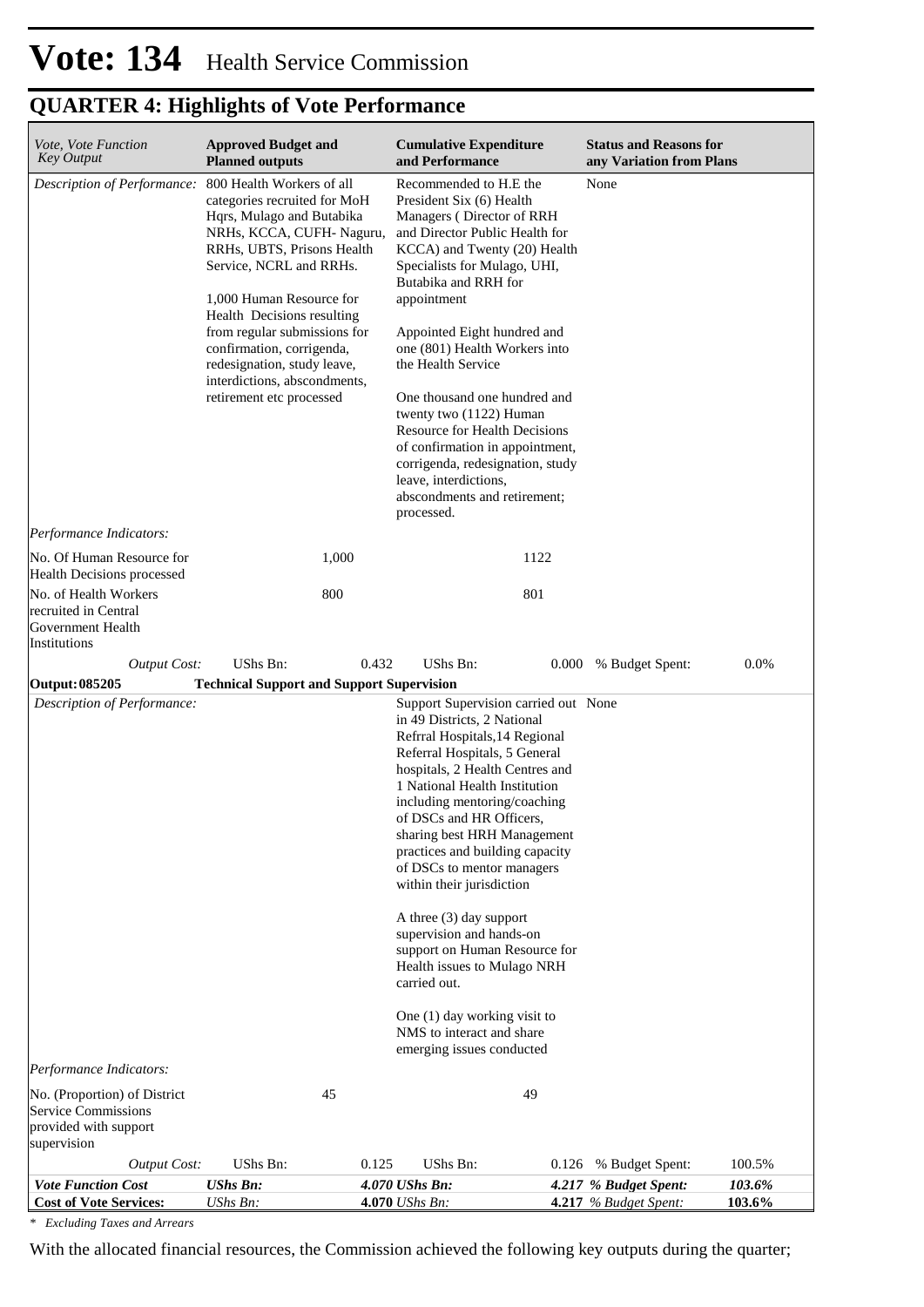# Vote: 134 Health Service Commission

## QUARTER 4: Highlights of Vote Performance

| *Vote, Vote Function Key Output* | **Approved Budget and Planned outputs** | | **Cumulative Expenditure and Performance** | | **Status and Reasons for any Variation from Plans** | |
|---|---|---|---|---|---|---|
| *Description of Performance:* | 800 Health Workers of all categories recruited for MoH Hqrs, Mulago and Butabika NRHs, KCCA, CUFH- Naguru, RRHs, UBTS, Prisons Health Service, NCRL and RRHs.<br><br>1,000 Human Resource for Health Decisions resulting from regular submissions for confirmation, corrigenda, redesignation, study leave, interdictions, abscondments, retirement etc processed | | Recommended to H.E the President Six (6) Health Managers ( Director of RRH and Director Public Health for KCCA) and Twenty (20) Health Specialists for Mulago, UHI, Butabika and RRH for appointment<br><br>Appointed Eight hundred and one (801) Health Workers into the Health Service<br><br>One thousand one hundred and twenty two (1122) Human Resource for Health Decisions of confirmation in appointment, corrigenda, redesignation, study leave, interdictions, abscondments and retirement; processed. | | None | |
| *Performance Indicators:* | | | | | | |
| No. Of Human Resource for Health Decisions processed | | 1,000 | | 1122 | | |
| No. of Health Workers recruited in Central Government Health Institutions | | 800 | | 801 | | |
| *Output Cost:* | UShs Bn: | 0.432 | UShs Bn: | 0.000 | % Budget Spent: | 0.0% |
| **Output: 085205** | **Technical Support and Support Supervision** | | | | | |
| *Description of Performance:* | | | Support Supervision carried out in 49 Districts, 2 National Refrral Hospitals,14 Regional Referral Hospitals, 5 General hospitals, 2 Health Centres and 1 National Health Institution including mentoring/coaching of DSCs and HR Officers, sharing best HRH Management practices and building capacity of DSCs to mentor managers within their jurisdiction<br><br>A three (3) day support supervision and hands-on support on Human Resource for Health issues to Mulago NRH carried out.<br><br>One (1) day working visit to NMS to interact and share emerging issues conducted | | None | |
| *Performance Indicators:* | | | | | | |
| No. (Proportion) of District Service Commissions provided with support supervision | | 45 | | 49 | | |
| *Output Cost:* | UShs Bn: | 0.125 | UShs Bn: | 0.126 | % Budget Spent: | 100.5% |
| ***Vote Function Cost*** | ***UShs Bn:*** | ***4.070*** | ***UShs Bn:*** | ***4.217*** | ***% Budget Spent:*** | ***103.6%*** |
| **Cost of Vote Services:** | *UShs Bn:* | **4.070** | *UShs Bn:* | **4.217** | *% Budget Spent:* | **103.6%** |

*\* Excluding Taxes and Arrears*

With the allocated financial resources, the Commission achieved the following key outputs during the quarter;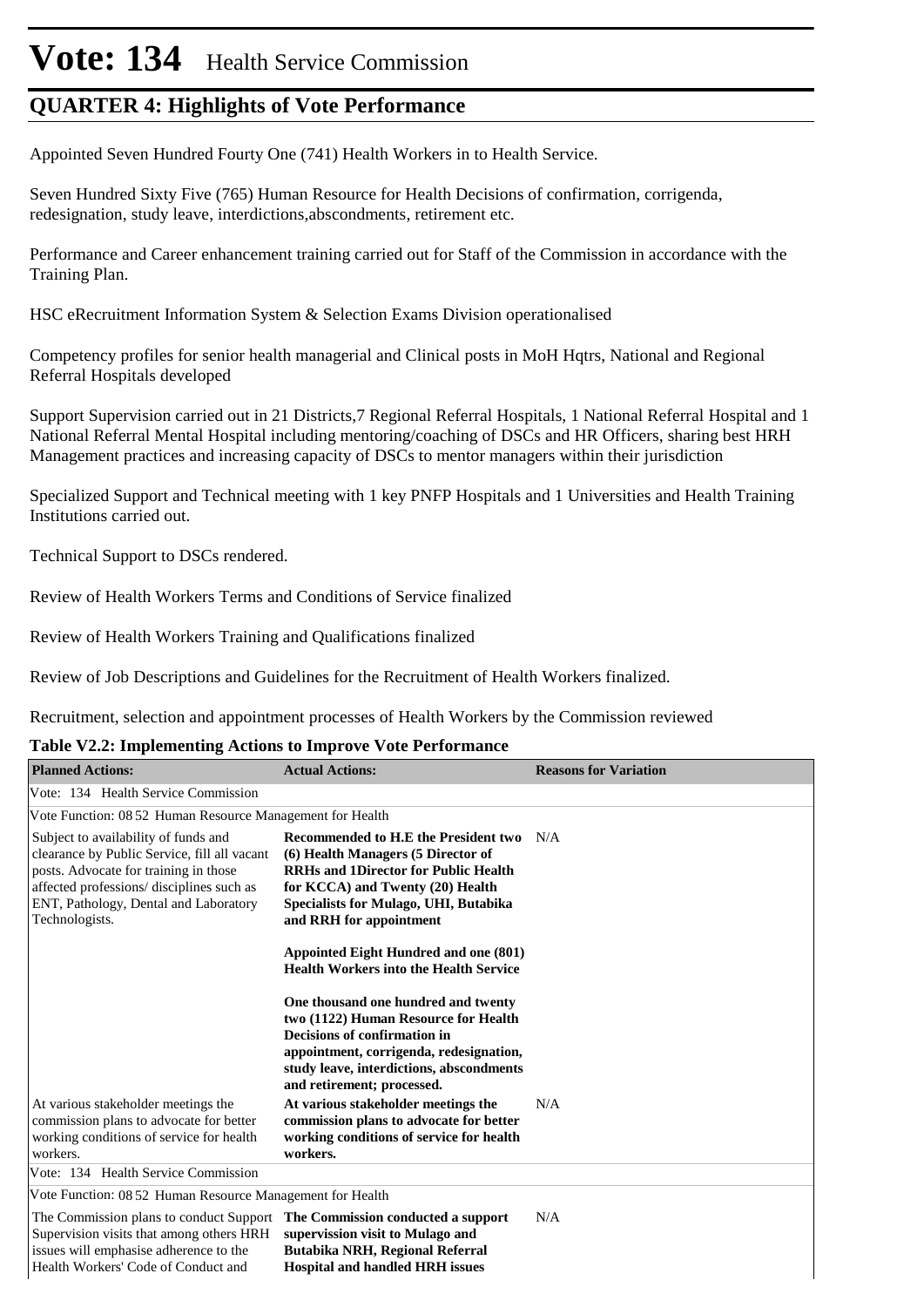# Vote: 134 Health Service Commission

## QUARTER 4: Highlights of Vote Performance

Appointed Seven Hundred Fourty One (741) Health Workers in to Health Service.

Seven Hundred Sixty Five (765) Human Resource for Health Decisions of confirmation, corrigenda, redesignation, study leave, interdictions,abscondments, retirement etc.

Performance and Career enhancement training carried out for Staff of the Commission in accordance with the Training Plan.

HSC eRecruitment Information System & Selection Exams Division operationalised

Competency profiles for senior health managerial and Clinical posts in MoH Hqtrs, National and Regional Referral Hospitals developed

Support Supervision carried out in 21 Districts,7 Regional Referral Hospitals, 1 National Referral Hospital and 1 National Referral Mental Hospital including mentoring/coaching of DSCs and HR Officers, sharing best HRH Management practices and increasing capacity of DSCs to mentor managers within their jurisdiction

Specialized Support and Technical meeting with 1 key PNFP Hospitals and 1 Universities and Health Training Institutions carried out.

Technical Support to DSCs rendered.

Review of Health Workers Terms and Conditions of Service finalized

Review of Health Workers Training and Qualifications finalized

Review of Job Descriptions and Guidelines for the Recruitment of Health Workers finalized.

Recruitment, selection and appointment processes of Health Workers by the Commission reviewed

**Table V2.2: Implementing Actions to Improve Vote Performance**

| Planned Actions: | Actual Actions: | Reasons for Variation |
|---|---|---|
| Vote: 134 Health Service Commission | | |
| Vote Function: 08 52 Human Resource Management for Health | | |
| Subject to availability of funds and clearance by Public Service, fill all vacant posts. Advocate for training in those affected professions/ disciplines such as ENT, Pathology, Dental and Laboratory Technologists. | **Recommended to H.E the President two (6) Health Managers (5 Director of RRHs and 1Director for Public Health for KCCA) and Twenty (20) Health Specialists for Mulago, UHI, Butabika and RRH for appointment**<br><br>**Appointed Eight Hundred and one (801) Health Workers into the Health Service**<br><br>**One thousand one hundred and twenty two (1122) Human Resource for Health Decisions of confirmation in appointment, corrigenda, redesignation, study leave, interdictions, abscondments and retirement; processed.** | N/A |
| At various stakeholder meetings the commission plans to advocate for better working conditions of service for health workers. | **At various stakeholder meetings the commission plans to advocate for better working conditions of service for health workers.** | N/A |
| Vote: 134 Health Service Commission | | |
| Vote Function: 08 52 Human Resource Management for Health | | |
| The Commission plans to conduct Support Supervision visits that among others HRH issues will emphasise adherence to the Health Workers' Code of Conduct and | **The Commission conducted a support supervission visit to Mulago and Butabika NRH, Regional Referral Hospital and handled HRH issues** | N/A |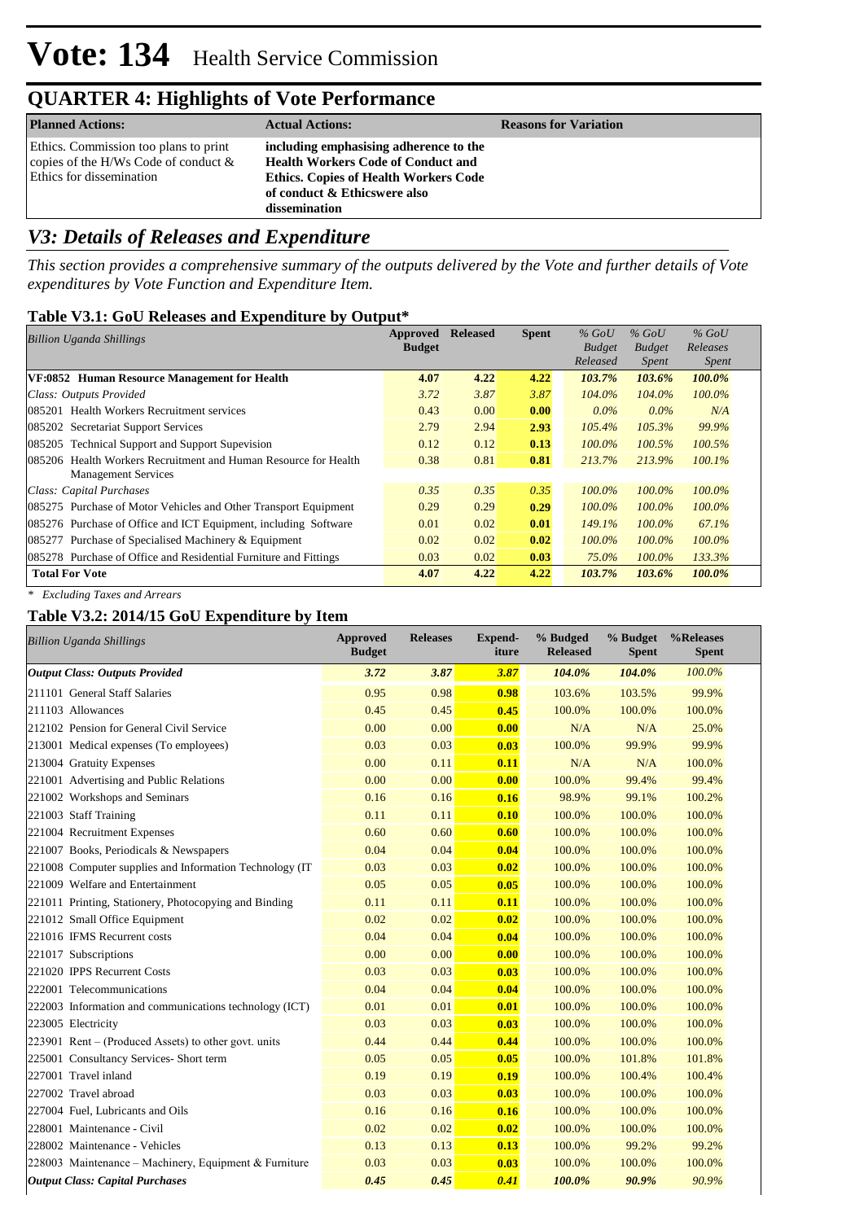# Vote: 134 Health Service Commission

## QUARTER 4: Highlights of Vote Performance

| Planned Actions: | Actual Actions: | Reasons for Variation |
|---|---|---|
| Ethics. Commission too plans to print copies of the H/Ws Code of conduct & Ethics for dissemination | **including emphasising adherence to the Health Workers Code of Conduct and Ethics. Copies of Health Workers Code of conduct & Ethicswere also dissemination** | |

## *V3: Details of Releases and Expenditure*

*This section provides a comprehensive summary of the outputs delivered by the Vote and further details of Vote expenditures by Vote Function and Expenditure Item.*

### Table V3.1: GoU Releases and Expenditure by Output*

| *Billion Uganda Shillings* | Approved Budget | Released | Spent | *% GoU Budget Released* | *% GoU Budget Spent* | *% GoU Releases Spent* |
|---|---|---|---|---|---|---|
| **VF:0852 Human Resource Management for Health** | **4.07** | **4.22** | **4.22** | ***103.7%*** | ***103.6%*** | ***100.0%*** |
| *Class: Outputs Provided* | *3.72* | *3.87* | *3.87* | *104.0%* | *104.0%* | *100.0%* |
| 085201 Health Workers Recruitment services | 0.43 | 0.00 | **0.00** | *0.0%* | *0.0%* | *N/A* |
| 085202 Secretariat Support Services | 2.79 | 2.94 | **2.93** | *105.4%* | *105.3%* | *99.9%* |
| 085205 Technical Support and Support Supevision | 0.12 | 0.12 | **0.13** | *100.0%* | *100.5%* | *100.5%* |
| 085206 Health Workers Recruitment and Human Resource for Health Management Services | 0.38 | 0.81 | **0.81** | *213.7%* | *213.9%* | *100.1%* |
| *Class: Capital Purchases* | *0.35* | *0.35* | *0.35* | *100.0%* | *100.0%* | *100.0%* |
| 085275 Purchase of Motor Vehicles and Other Transport Equipment | 0.29 | 0.29 | **0.29** | *100.0%* | *100.0%* | *100.0%* |
| 085276 Purchase of Office and ICT Equipment, including Software | 0.01 | 0.02 | **0.01** | *149.1%* | *100.0%* | *67.1%* |
| 085277 Purchase of Specialised Machinery & Equipment | 0.02 | 0.02 | **0.02** | *100.0%* | *100.0%* | *100.0%* |
| 085278 Purchase of Office and Residential Furniture and Fittings | 0.03 | 0.02 | **0.03** | *75.0%* | *100.0%* | *133.3%* |
| **Total For Vote** | **4.07** | **4.22** | **4.22** | ***103.7%*** | ***103.6%*** | ***100.0%*** |

*\* Excluding Taxes and Arrears*

### Table V3.2: 2014/15 GoU Expenditure by Item

| *Billion Uganda Shillings* | Approved Budget | Releases | Expend-iture | % Budged Released | % Budget Spent | %Releases Spent |
|---|---|---|---|---|---|---|
| ***Output Class: Outputs Provided*** | ***3.72*** | ***3.87*** | ***3.87*** | ***104.0%*** | ***104.0%*** | *100.0%* |
| 211101 General Staff Salaries | 0.95 | 0.98 | **0.98** | 103.6% | 103.5% | 99.9% |
| 211103 Allowances | 0.45 | 0.45 | **0.45** | 100.0% | 100.0% | 100.0% |
| 212102 Pension for General Civil Service | 0.00 | 0.00 | **0.00** | N/A | N/A | 25.0% |
| 213001 Medical expenses (To employees) | 0.03 | 0.03 | **0.03** | 100.0% | 99.9% | 99.9% |
| 213004 Gratuity Expenses | 0.00 | 0.11 | **0.11** | N/A | N/A | 100.0% |
| 221001 Advertising and Public Relations | 0.00 | 0.00 | **0.00** | 100.0% | 99.4% | 99.4% |
| 221002 Workshops and Seminars | 0.16 | 0.16 | **0.16** | 98.9% | 99.1% | 100.2% |
| 221003 Staff Training | 0.11 | 0.11 | **0.10** | 100.0% | 100.0% | 100.0% |
| 221004 Recruitment Expenses | 0.60 | 0.60 | **0.60** | 100.0% | 100.0% | 100.0% |
| 221007 Books, Periodicals & Newspapers | 0.04 | 0.04 | **0.04** | 100.0% | 100.0% | 100.0% |
| 221008 Computer supplies and Information Technology (IT | 0.03 | 0.03 | **0.02** | 100.0% | 100.0% | 100.0% |
| 221009 Welfare and Entertainment | 0.05 | 0.05 | **0.05** | 100.0% | 100.0% | 100.0% |
| 221011 Printing, Stationery, Photocopying and Binding | 0.11 | 0.11 | **0.11** | 100.0% | 100.0% | 100.0% |
| 221012 Small Office Equipment | 0.02 | 0.02 | **0.02** | 100.0% | 100.0% | 100.0% |
| 221016 IFMS Recurrent costs | 0.04 | 0.04 | **0.04** | 100.0% | 100.0% | 100.0% |
| 221017 Subscriptions | 0.00 | 0.00 | **0.00** | 100.0% | 100.0% | 100.0% |
| 221020 IPPS Recurrent Costs | 0.03 | 0.03 | **0.03** | 100.0% | 100.0% | 100.0% |
| 222001 Telecommunications | 0.04 | 0.04 | **0.04** | 100.0% | 100.0% | 100.0% |
| 222003 Information and communications technology (ICT) | 0.01 | 0.01 | **0.01** | 100.0% | 100.0% | 100.0% |
| 223005 Electricity | 0.03 | 0.03 | **0.03** | 100.0% | 100.0% | 100.0% |
| 223901 Rent – (Produced Assets) to other govt. units | 0.44 | 0.44 | **0.44** | 100.0% | 100.0% | 100.0% |
| 225001 Consultancy Services- Short term | 0.05 | 0.05 | **0.05** | 100.0% | 101.8% | 101.8% |
| 227001 Travel inland | 0.19 | 0.19 | **0.19** | 100.0% | 100.4% | 100.4% |
| 227002 Travel abroad | 0.03 | 0.03 | **0.03** | 100.0% | 100.0% | 100.0% |
| 227004 Fuel, Lubricants and Oils | 0.16 | 0.16 | **0.16** | 100.0% | 100.0% | 100.0% |
| 228001 Maintenance - Civil | 0.02 | 0.02 | **0.02** | 100.0% | 100.0% | 100.0% |
| 228002 Maintenance - Vehicles | 0.13 | 0.13 | **0.13** | 100.0% | 99.2% | 99.2% |
| 228003 Maintenance – Machinery, Equipment & Furniture | 0.03 | 0.03 | **0.03** | 100.0% | 100.0% | 100.0% |
| ***Output Class: Capital Purchases*** | ***0.45*** | ***0.45*** | ***0.41*** | ***100.0%*** | ***90.9%*** | *90.9%* |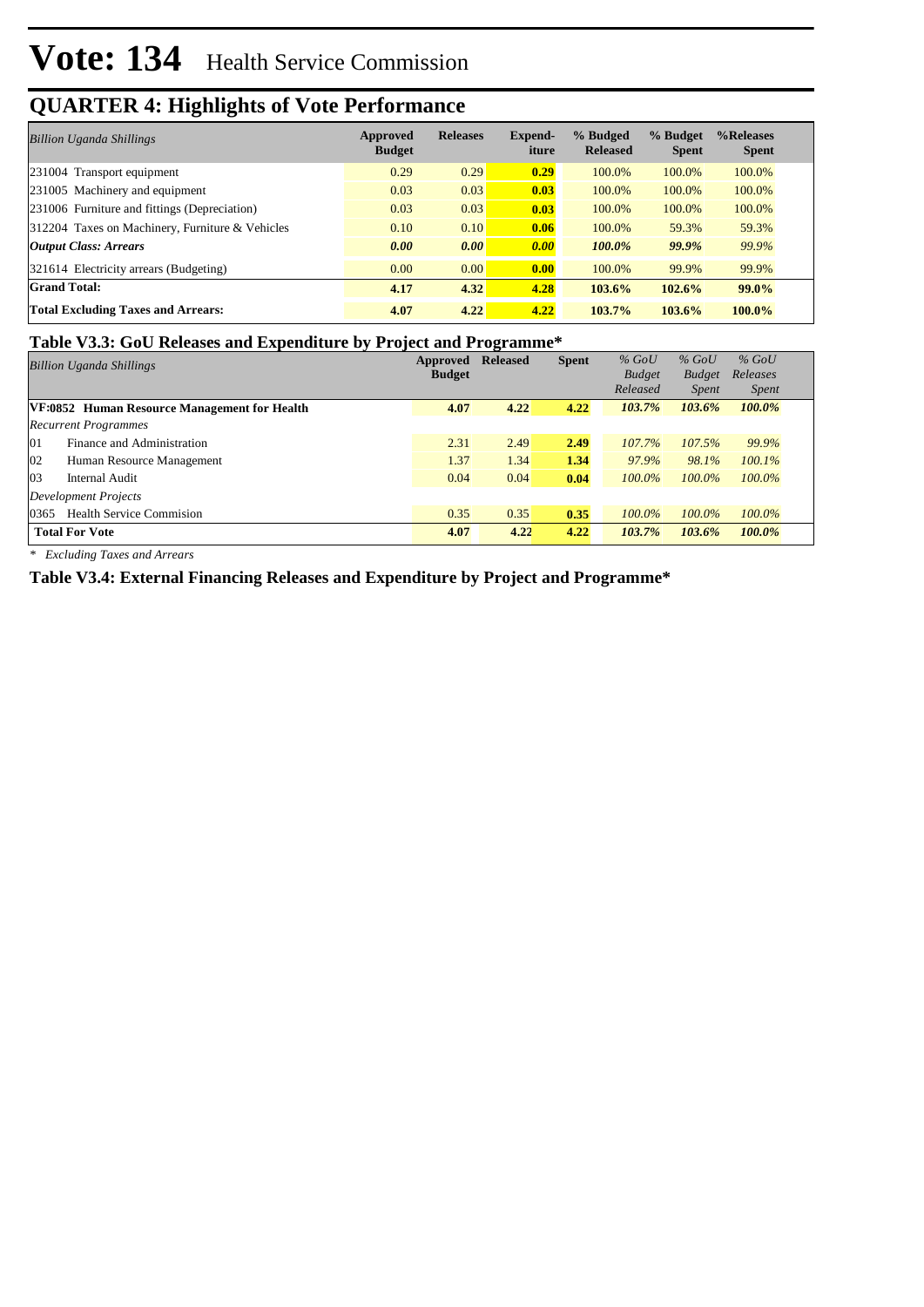# Vote: 134 Health Service Commission

## QUARTER 4: Highlights of Vote Performance

| *Billion Uganda Shillings* | Approved Budget | Releases | Expend-iture | % Budged Released | % Budget Spent | %Releases Spent |
|---|---|---|---|---|---|---|
| 231004 Transport equipment | 0.29 | 0.29 | **0.29** | 100.0% | 100.0% | 100.0% |
| 231005 Machinery and equipment | 0.03 | 0.03 | **0.03** | 100.0% | 100.0% | 100.0% |
| 231006 Furniture and fittings (Depreciation) | 0.03 | 0.03 | **0.03** | 100.0% | 100.0% | 100.0% |
| 312204 Taxes on Machinery, Furniture & Vehicles | 0.10 | 0.10 | **0.06** | 100.0% | 59.3% | 59.3% |
| ***Output Class: Arrears*** | ***0.00*** | ***0.00*** | ***0.00*** | ***100.0%*** | ***99.9%*** | *99.9%* |
| 321614 Electricity arrears (Budgeting) | 0.00 | 0.00 | **0.00** | 100.0% | 99.9% | 99.9% |
| **Grand Total:** | **4.17** | **4.32** | **4.28** | **103.6%** | **102.6%** | **99.0%** |
| **Total Excluding Taxes and Arrears:** | **4.07** | **4.22** | **4.22** | **103.7%** | **103.6%** | **100.0%** |

### Table V3.3: GoU Releases and Expenditure by Project and Programme*

| *Billion Uganda Shillings* | Approved Budget | Released | Spent | *% GoU Budget Released* | *% GoU Budget Spent* | *% GoU Releases Spent* |
|---|---|---|---|---|---|---|
| **VF:0852 Human Resource Management for Health** | **4.07** | **4.22** | **4.22** | ***103.7%*** | ***103.6%*** | ***100.0%*** |
| *Recurrent Programmes* | | | | | | |
| 01 Finance and Administration | 2.31 | 2.49 | **2.49** | *107.7%* | *107.5%* | *99.9%* |
| 02 Human Resource Management | 1.37 | 1.34 | **1.34** | *97.9%* | *98.1%* | *100.1%* |
| 03 Internal Audit | 0.04 | 0.04 | **0.04** | *100.0%* | *100.0%* | *100.0%* |
| *Development Projects* | | | | | | |
| 0365 Health Service Commision | 0.35 | 0.35 | **0.35** | *100.0%* | *100.0%* | *100.0%* |
| **Total For Vote** | **4.07** | **4.22** | **4.22** | ***103.7%*** | ***103.6%*** | ***100.0%*** |

*\* Excluding Taxes and Arrears*

### Table V3.4: External Financing Releases and Expenditure by Project and Programme*